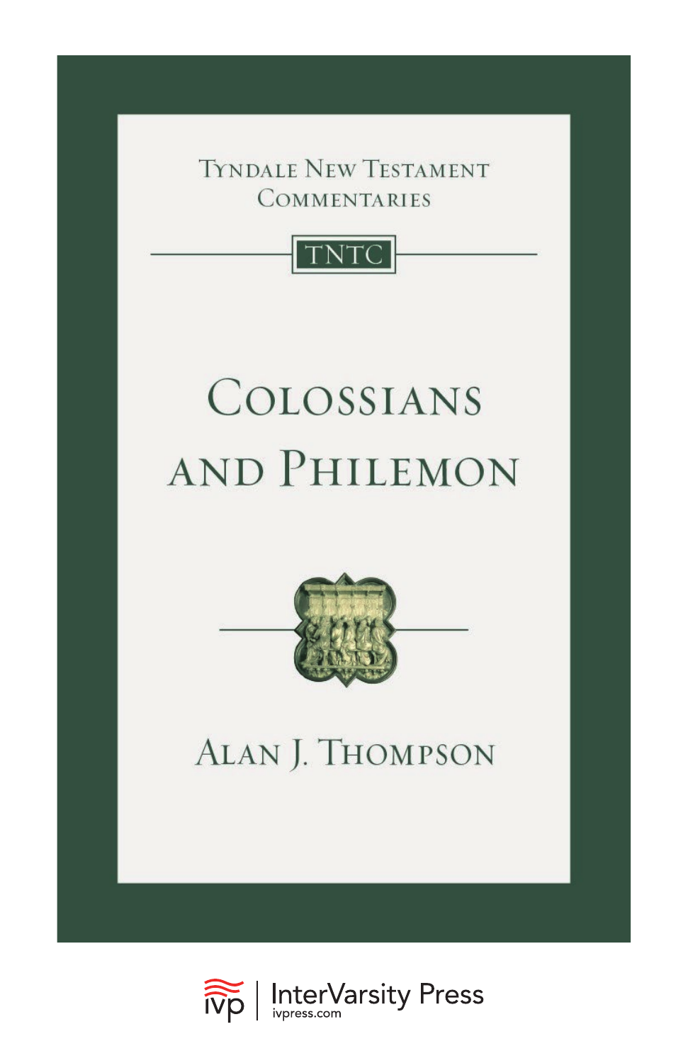Tyndale New Testament Commentaries

TNTC

# Colossians and Philemon

Alan J. Thompson

InterVarsity Press
ivpress.com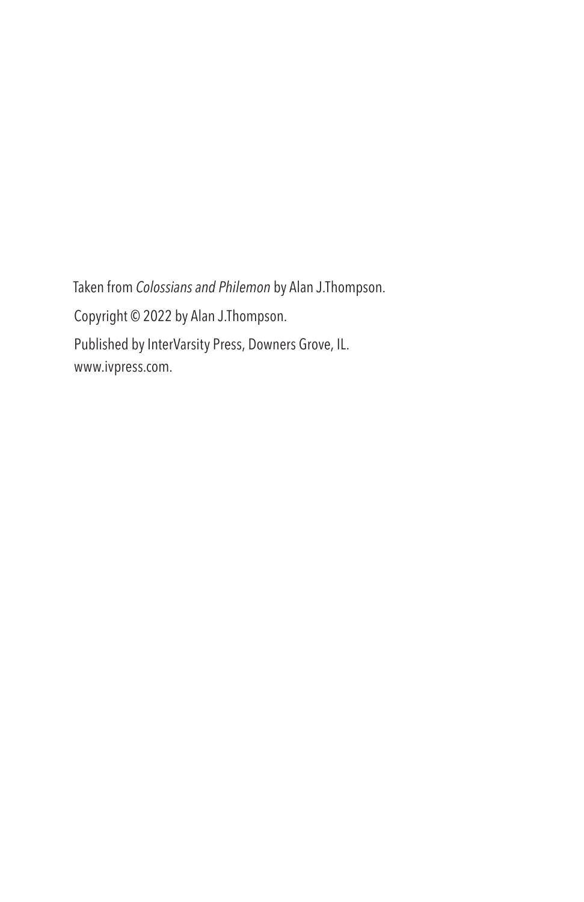Taken from *Colossians and Philemon* by Alan J.Thompson.

Copyright © 2022 by Alan J.Thompson.

Published by InterVarsity Press, Downers Grove, IL.
www.ivpress.com.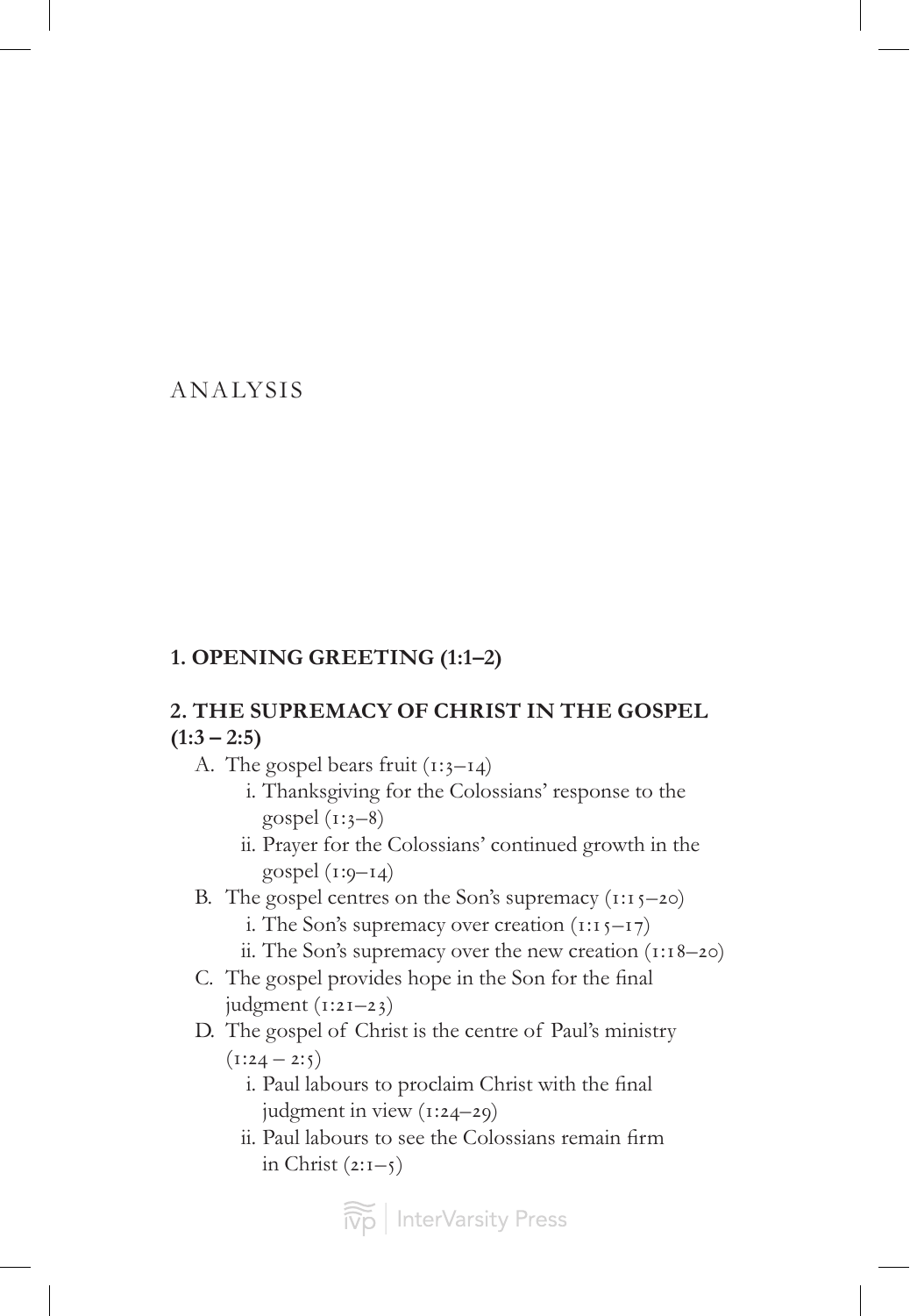# ANALYSIS

## 1. OPENING GREETING (1:1–2)

## 2. THE SUPREMACY OF CHRIST IN THE GOSPEL (1:3 – 2:5)

- A. The gospel bears fruit (1:3–14)
  - i. Thanksgiving for the Colossians' response to the gospel (1:3–8)
  - ii. Prayer for the Colossians' continued growth in the gospel (1:9–14)
- B. The gospel centres on the Son's supremacy (1:15–20)
  - i. The Son's supremacy over creation (1:15–17)
  - ii. The Son's supremacy over the new creation (1:18–20)
- C. The gospel provides hope in the Son for the final judgment (1:21–23)
- D. The gospel of Christ is the centre of Paul's ministry (1:24 – 2:5)
  - i. Paul labours to proclaim Christ with the final judgment in view (1:24–29)
  - ii. Paul labours to see the Colossians remain firm in Christ (2:1–5)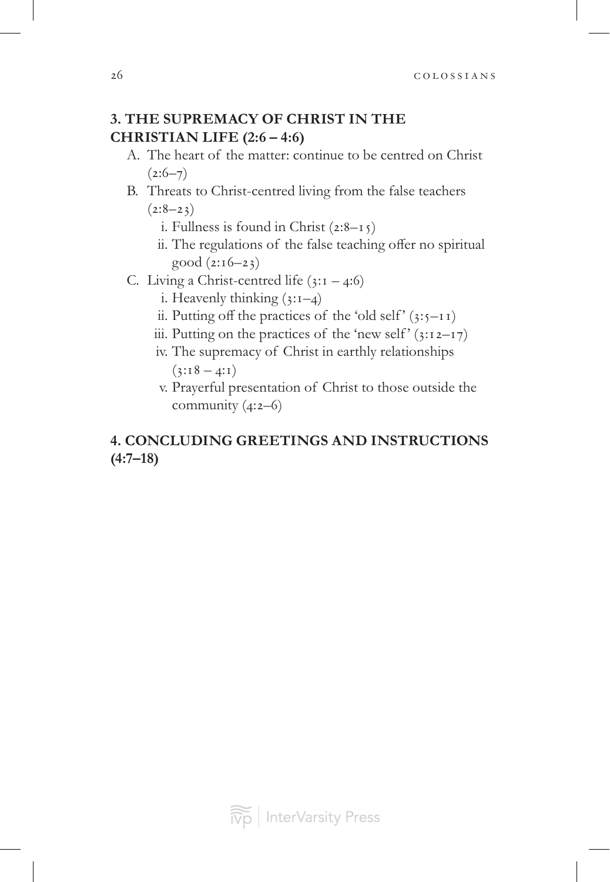## 3. THE SUPREMACY OF CHRIST IN THE CHRISTIAN LIFE (2:6 – 4:6)

A. The heart of the matter: continue to be centred on Christ (2:6–7)

B. Threats to Christ-centred living from the false teachers (2:8–23)

   i. Fullness is found in Christ (2:8–15)

   ii. The regulations of the false teaching offer no spiritual good (2:16–23)

C. Living a Christ-centred life (3:1 – 4:6)

   i. Heavenly thinking (3:1–4)

   ii. Putting off the practices of the 'old self' (3:5–11)

   iii. Putting on the practices of the 'new self' (3:12–17)

   iv. The supremacy of Christ in earthly relationships (3:18 – 4:1)

   v. Prayerful presentation of Christ to those outside the community (4:2–6)

## 4. CONCLUDING GREETINGS AND INSTRUCTIONS (4:7–18)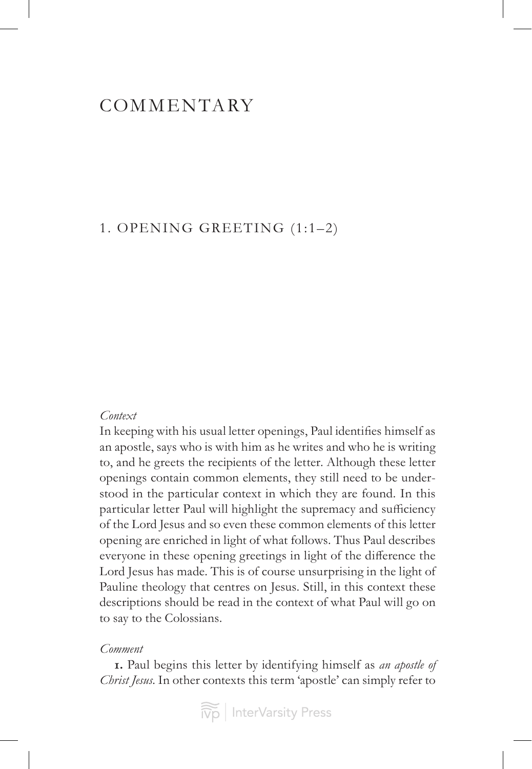# COMMENTARY

## 1. OPENING GREETING (1:1–2)

*Context*

In keeping with his usual letter openings, Paul identifies himself as an apostle, says who is with him as he writes and who he is writing to, and he greets the recipients of the letter. Although these letter openings contain common elements, they still need to be understood in the particular context in which they are found. In this particular letter Paul will highlight the supremacy and sufficiency of the Lord Jesus and so even these common elements of this letter opening are enriched in light of what follows. Thus Paul describes everyone in these opening greetings in light of the difference the Lord Jesus has made. This is of course unsurprising in the light of Pauline theology that centres on Jesus. Still, in this context these descriptions should be read in the context of what Paul will go on to say to the Colossians.

*Comment*

**1.** Paul begins this letter by identifying himself as *an apostle of Christ Jesus*. In other contexts this term 'apostle' can simply refer to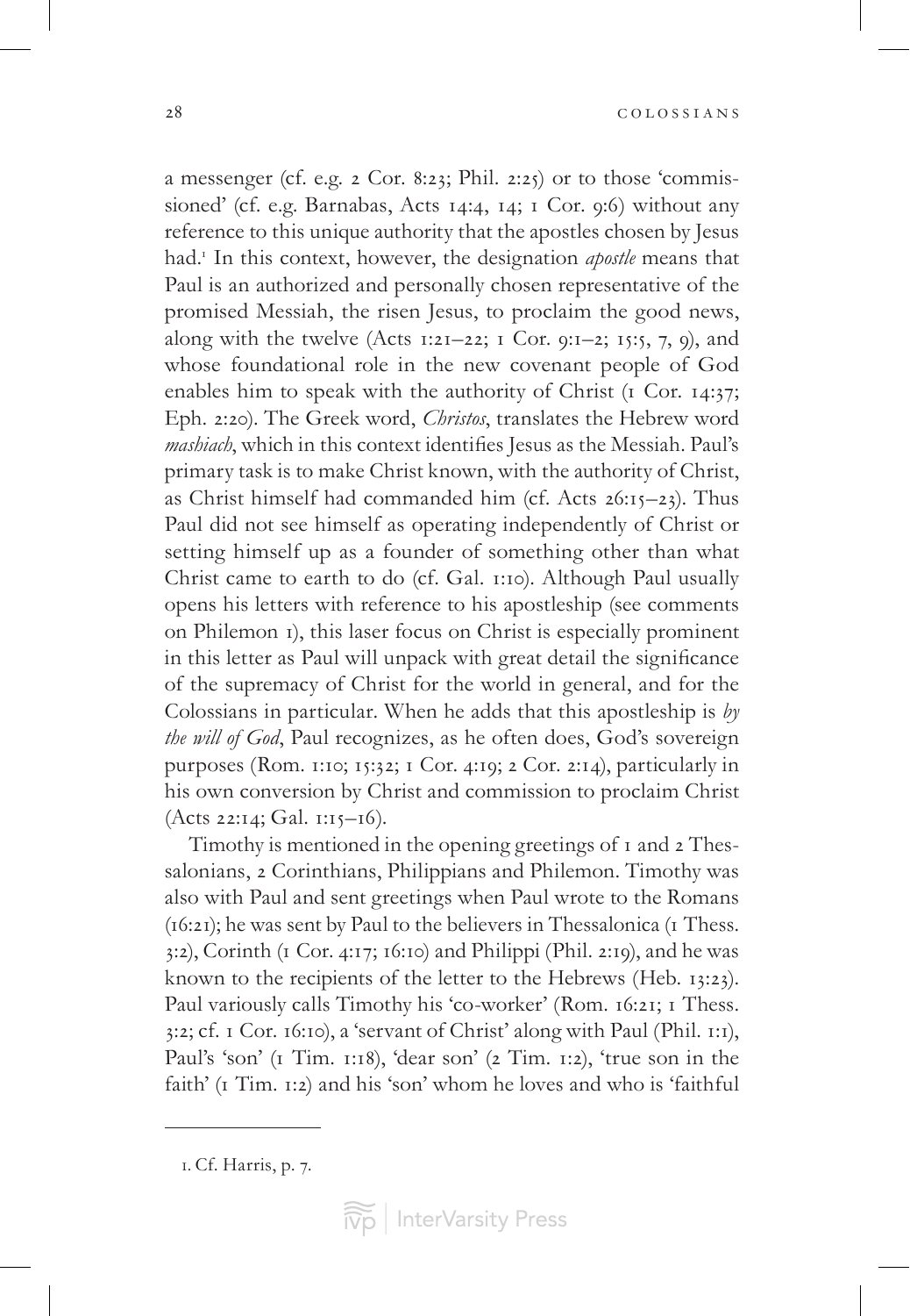a messenger (cf. e.g. 2 Cor. 8:23; Phil. 2:25) or to those 'commissioned' (cf. e.g. Barnabas, Acts 14:4, 14; 1 Cor. 9:6) without any reference to this unique authority that the apostles chosen by Jesus had.[1] In this context, however, the designation *apostle* means that Paul is an authorized and personally chosen representative of the promised Messiah, the risen Jesus, to proclaim the good news, along with the twelve (Acts 1:21–22; 1 Cor. 9:1–2; 15:5, 7, 9), and whose foundational role in the new covenant people of God enables him to speak with the authority of Christ (1 Cor. 14:37; Eph. 2:20). The Greek word, *Christos*, translates the Hebrew word *mashiach*, which in this context identifies Jesus as the Messiah. Paul's primary task is to make Christ known, with the authority of Christ, as Christ himself had commanded him (cf. Acts 26:15–23). Thus Paul did not see himself as operating independently of Christ or setting himself up as a founder of something other than what Christ came to earth to do (cf. Gal. 1:10). Although Paul usually opens his letters with reference to his apostleship (see comments on Philemon 1), this laser focus on Christ is especially prominent in this letter as Paul will unpack with great detail the significance of the supremacy of Christ for the world in general, and for the Colossians in particular. When he adds that this apostleship is *by the will of God*, Paul recognizes, as he often does, God's sovereign purposes (Rom. 1:10; 15:32; 1 Cor. 4:19; 2 Cor. 2:14), particularly in his own conversion by Christ and commission to proclaim Christ (Acts 22:14; Gal. 1:15–16).

Timothy is mentioned in the opening greetings of 1 and 2 Thessalonians, 2 Corinthians, Philippians and Philemon. Timothy was also with Paul and sent greetings when Paul wrote to the Romans (16:21); he was sent by Paul to the believers in Thessalonica (1 Thess. 3:2), Corinth (1 Cor. 4:17; 16:10) and Philippi (Phil. 2:19), and he was known to the recipients of the letter to the Hebrews (Heb. 13:23). Paul variously calls Timothy his 'co-worker' (Rom. 16:21; 1 Thess. 3:2; cf. 1 Cor. 16:10), a 'servant of Christ' along with Paul (Phil. 1:1), Paul's 'son' (1 Tim. 1:18), 'dear son' (2 Tim. 1:2), 'true son in the faith' (1 Tim. 1:2) and his 'son' whom he loves and who is 'faithful

---

1. Cf. Harris, p. 7.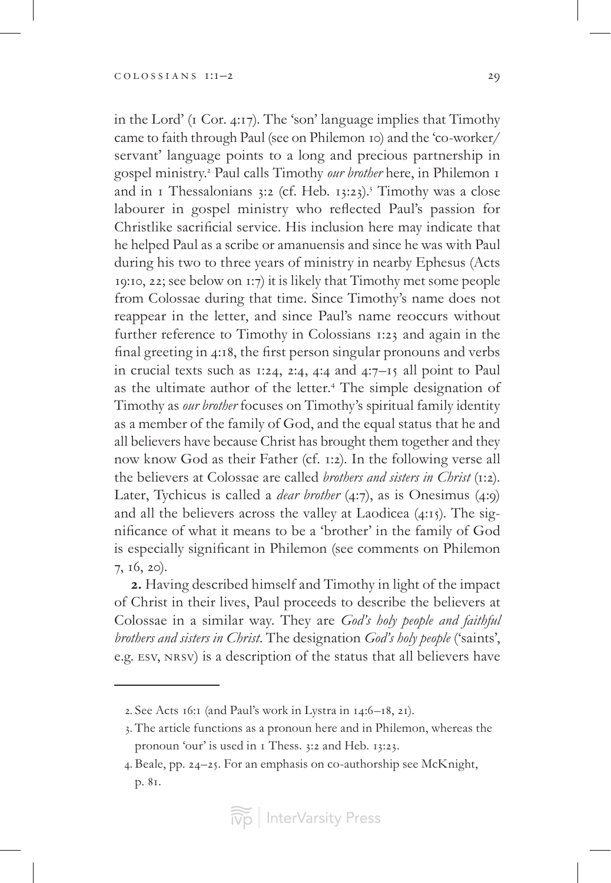in the Lord' (1 Cor. 4:17). The 'son' language implies that Timothy came to faith through Paul (see on Philemon 10) and the 'co-worker/servant' language points to a long and precious partnership in gospel ministry.[2] Paul calls Timothy *our brother* here, in Philemon 1 and in 1 Thessalonians 3:2 (cf. Heb. 13:23).[3] Timothy was a close labourer in gospel ministry who reflected Paul's passion for Christlike sacrificial service. His inclusion here may indicate that he helped Paul as a scribe or amanuensis and since he was with Paul during his two to three years of ministry in nearby Ephesus (Acts 19:10, 22; see below on 1:7) it is likely that Timothy met some people from Colossae during that time. Since Timothy's name does not reappear in the letter, and since Paul's name reoccurs without further reference to Timothy in Colossians 1:23 and again in the final greeting in 4:18, the first person singular pronouns and verbs in crucial texts such as 1:24, 2:4, 4:4 and 4:7–15 all point to Paul as the ultimate author of the letter.[4] The simple designation of Timothy as *our brother* focuses on Timothy's spiritual family identity as a member of the family of God, and the equal status that he and all believers have because Christ has brought them together and they now know God as their Father (cf. 1:2). In the following verse all the believers at Colossae are called *brothers and sisters in Christ* (1:2). Later, Tychicus is called a *dear brother* (4:7), as is Onesimus (4:9) and all the believers across the valley at Laodicea (4:15). The significance of what it means to be a 'brother' in the family of God is especially significant in Philemon (see comments on Philemon 7, 16, 20).

**2.** Having described himself and Timothy in light of the impact of Christ in their lives, Paul proceeds to describe the believers at Colossae in a similar way. They are *God's holy people and faithful brothers and sisters in Christ*. The designation *God's holy people* ('saints', e.g. ESV, NRSV) is a description of the status that all believers have

---

2. See Acts 16:1 (and Paul's work in Lystra in 14:6–18, 21).

3. The article functions as a pronoun here and in Philemon, whereas the pronoun 'our' is used in 1 Thess. 3:2 and Heb. 13:23.

4. Beale, pp. 24–25. For an emphasis on co-authorship see McKnight, p. 81.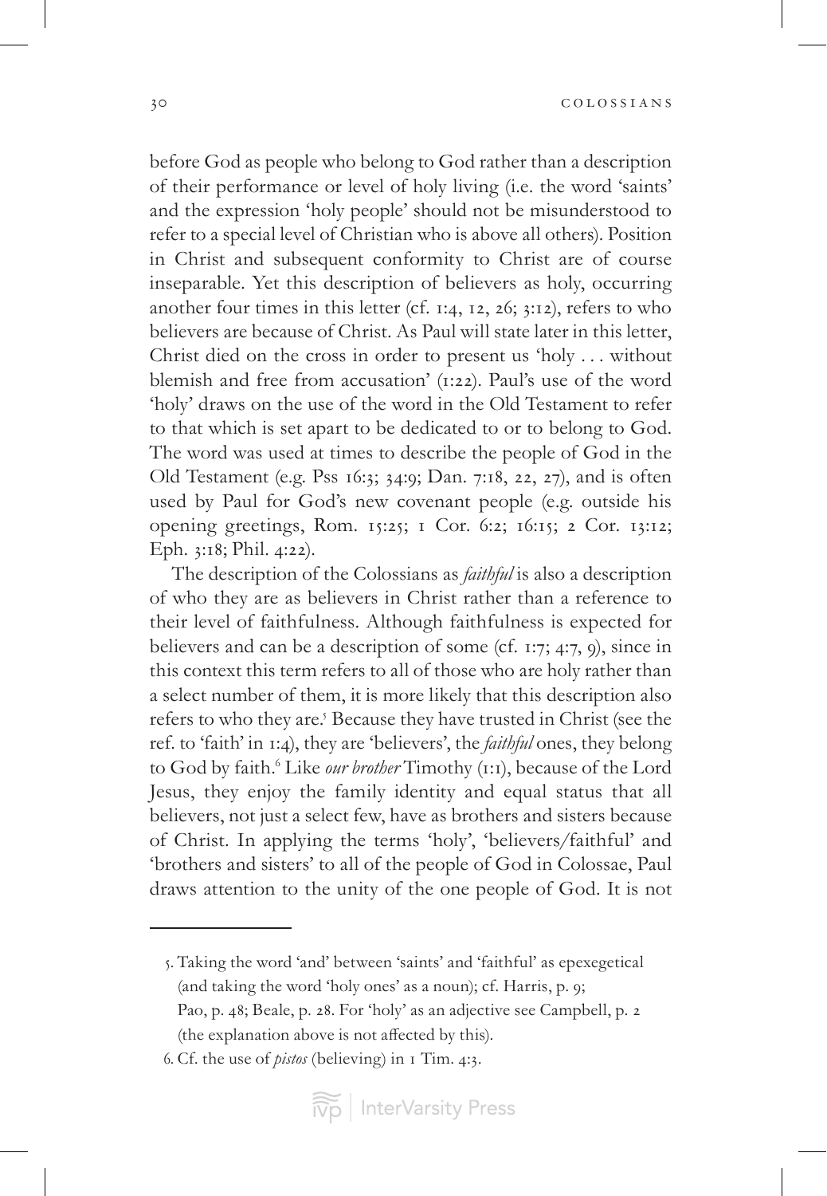before God as people who belong to God rather than a description of their performance or level of holy living (i.e. the word 'saints' and the expression 'holy people' should not be misunderstood to refer to a special level of Christian who is above all others). Position in Christ and subsequent conformity to Christ are of course inseparable. Yet this description of believers as holy, occurring another four times in this letter (cf. 1:4, 12, 26; 3:12), refers to who believers are because of Christ. As Paul will state later in this letter, Christ died on the cross in order to present us 'holy . . . without blemish and free from accusation' (1:22). Paul's use of the word 'holy' draws on the use of the word in the Old Testament to refer to that which is set apart to be dedicated to or to belong to God. The word was used at times to describe the people of God in the Old Testament (e.g. Pss 16:3; 34:9; Dan. 7:18, 22, 27), and is often used by Paul for God's new covenant people (e.g. outside his opening greetings, Rom. 15:25; 1 Cor. 6:2; 16:15; 2 Cor. 13:12; Eph. 3:18; Phil. 4:22).

The description of the Colossians as *faithful* is also a description of who they are as believers in Christ rather than a reference to their level of faithfulness. Although faithfulness is expected for believers and can be a description of some (cf. 1:7; 4:7, 9), since in this context this term refers to all of those who are holy rather than a select number of them, it is more likely that this description also refers to who they are.[5] Because they have trusted in Christ (see the ref. to 'faith' in 1:4), they are 'believers', the *faithful* ones, they belong to God by faith.[6] Like *our brother* Timothy (1:1), because of the Lord Jesus, they enjoy the family identity and equal status that all believers, not just a select few, have as brothers and sisters because of Christ. In applying the terms 'holy', 'believers/faithful' and 'brothers and sisters' to all of the people of God in Colossae, Paul draws attention to the unity of the one people of God. It is not

---

5. Taking the word 'and' between 'saints' and 'faithful' as epexegetical (and taking the word 'holy ones' as a noun); cf. Harris, p. 9; Pao, p. 48; Beale, p. 28. For 'holy' as an adjective see Campbell, p. 2 (the explanation above is not affected by this).

6. Cf. the use of *pistos* (believing) in 1 Tim. 4:3.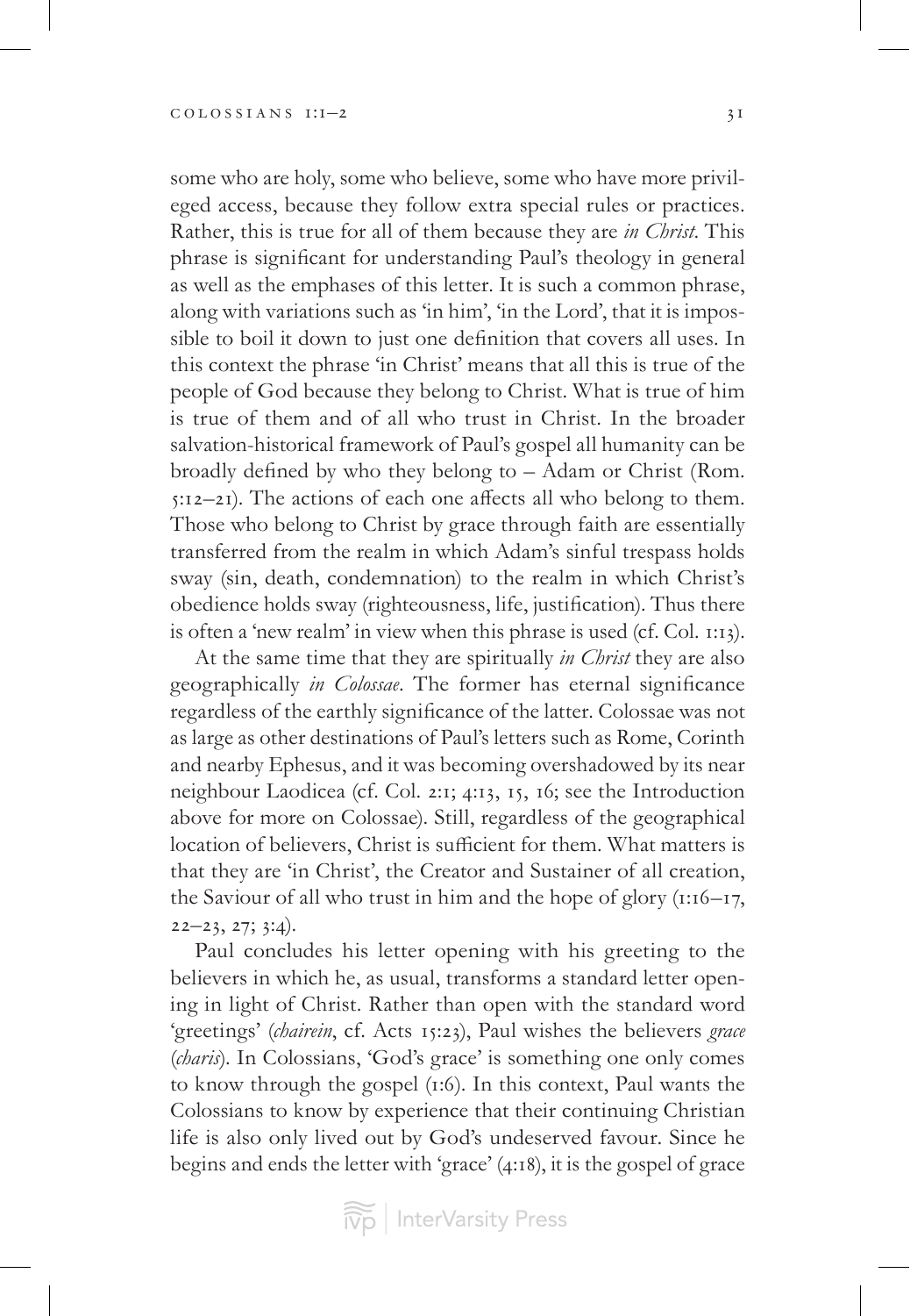some who are holy, some who believe, some who have more privileged access, because they follow extra special rules or practices. Rather, this is true for all of them because they are *in Christ*. This phrase is significant for understanding Paul's theology in general as well as the emphases of this letter. It is such a common phrase, along with variations such as 'in him', 'in the Lord', that it is impossible to boil it down to just one definition that covers all uses. In this context the phrase 'in Christ' means that all this is true of the people of God because they belong to Christ. What is true of him is true of them and of all who trust in Christ. In the broader salvation-historical framework of Paul's gospel all humanity can be broadly defined by who they belong to – Adam or Christ (Rom. 5:12–21). The actions of each one affects all who belong to them. Those who belong to Christ by grace through faith are essentially transferred from the realm in which Adam's sinful trespass holds sway (sin, death, condemnation) to the realm in which Christ's obedience holds sway (righteousness, life, justification). Thus there is often a 'new realm' in view when this phrase is used (cf. Col. 1:13).

At the same time that they are spiritually *in Christ* they are also geographically *in Colossae*. The former has eternal significance regardless of the earthly significance of the latter. Colossae was not as large as other destinations of Paul's letters such as Rome, Corinth and nearby Ephesus, and it was becoming overshadowed by its near neighbour Laodicea (cf. Col. 2:1; 4:13, 15, 16; see the Introduction above for more on Colossae). Still, regardless of the geographical location of believers, Christ is sufficient for them. What matters is that they are 'in Christ', the Creator and Sustainer of all creation, the Saviour of all who trust in him and the hope of glory (1:16–17, 22–23, 27; 3:4).

Paul concludes his letter opening with his greeting to the believers in which he, as usual, transforms a standard letter opening in light of Christ. Rather than open with the standard word 'greetings' (*chairein*, cf. Acts 15:23), Paul wishes the believers *grace* (*charis*). In Colossians, 'God's grace' is something one only comes to know through the gospel (1:6). In this context, Paul wants the Colossians to know by experience that their continuing Christian life is also only lived out by God's undeserved favour. Since he begins and ends the letter with 'grace' (4:18), it is the gospel of grace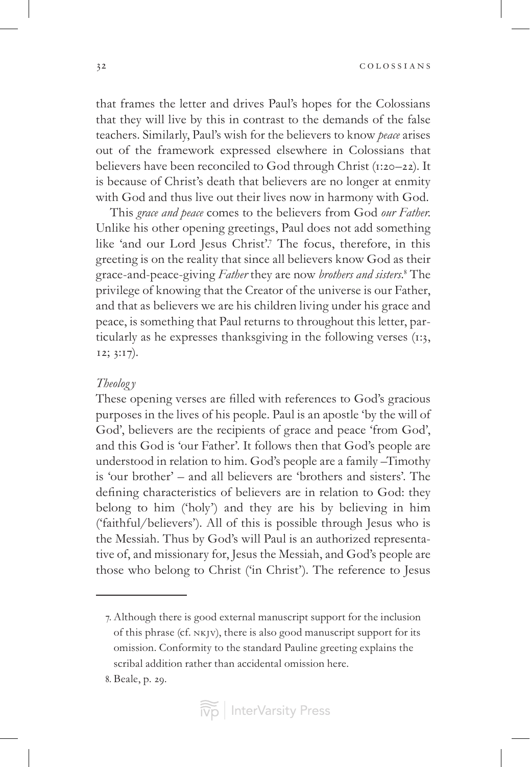that frames the letter and drives Paul's hopes for the Colossians that they will live by this in contrast to the demands of the false teachers. Similarly, Paul's wish for the believers to know *peace* arises out of the framework expressed elsewhere in Colossians that believers have been reconciled to God through Christ (1:20–22). It is because of Christ's death that believers are no longer at enmity with God and thus live out their lives now in harmony with God.

This *grace and peace* comes to the believers from God *our Father*. Unlike his other opening greetings, Paul does not add something like 'and our Lord Jesus Christ'.[7] The focus, therefore, in this greeting is on the reality that since all believers know God as their grace-and-peace-giving *Father* they are now *brothers and sisters*.[8] The privilege of knowing that the Creator of the universe is our Father, and that as believers we are his children living under his grace and peace, is something that Paul returns to throughout this letter, particularly as he expresses thanksgiving in the following verses (1:3, 12; 3:17).

*Theology*

These opening verses are filled with references to God's gracious purposes in the lives of his people. Paul is an apostle 'by the will of God', believers are the recipients of grace and peace 'from God', and this God is 'our Father'. It follows then that God's people are understood in relation to him. God's people are a family –Timothy is 'our brother' – and all believers are 'brothers and sisters'. The defining characteristics of believers are in relation to God: they belong to him ('holy') and they are his by believing in him ('faithful/believers'). All of this is possible through Jesus who is the Messiah. Thus by God's will Paul is an authorized representative of, and missionary for, Jesus the Messiah, and God's people are those who belong to Christ ('in Christ'). The reference to Jesus

---

7. Although there is good external manuscript support for the inclusion of this phrase (cf. NKJV), there is also good manuscript support for its omission. Conformity to the standard Pauline greeting explains the scribal addition rather than accidental omission here.

8. Beale, p. 29.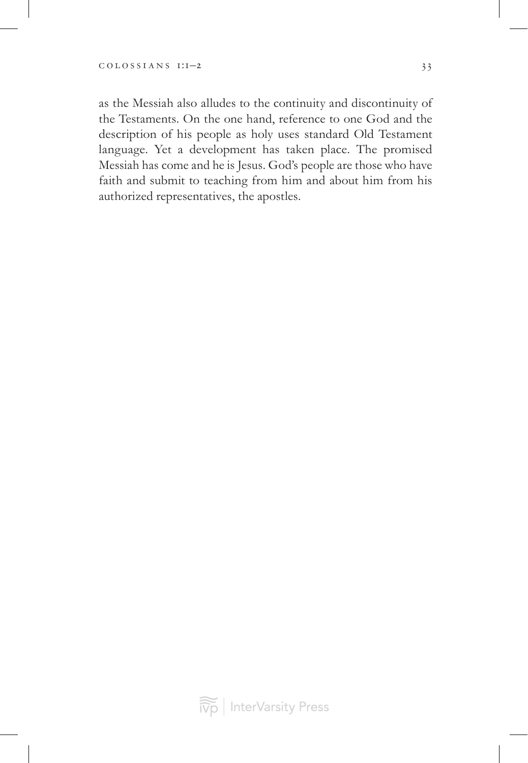as the Messiah also alludes to the continuity and discontinuity of the Testaments. On the one hand, reference to one God and the description of his people as holy uses standard Old Testament language. Yet a development has taken place. The promised Messiah has come and he is Jesus. God's people are those who have faith and submit to teaching from him and about him from his authorized representatives, the apostles.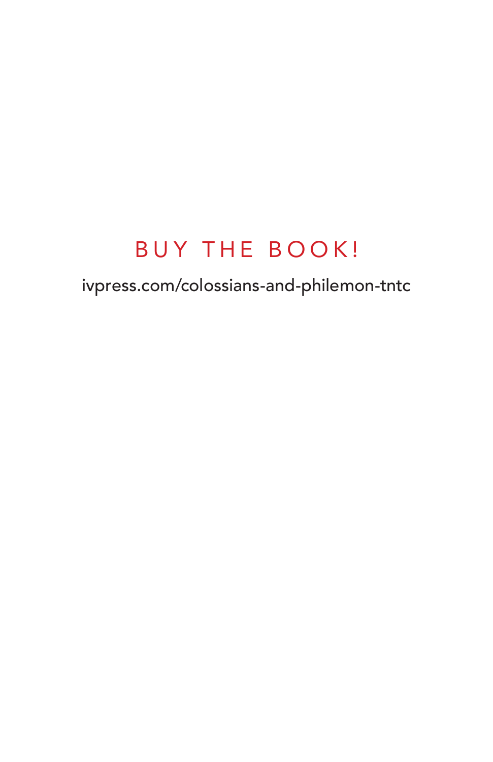# BUY THE BOOK!

ivpress.com/colossians-and-philemon-tntc